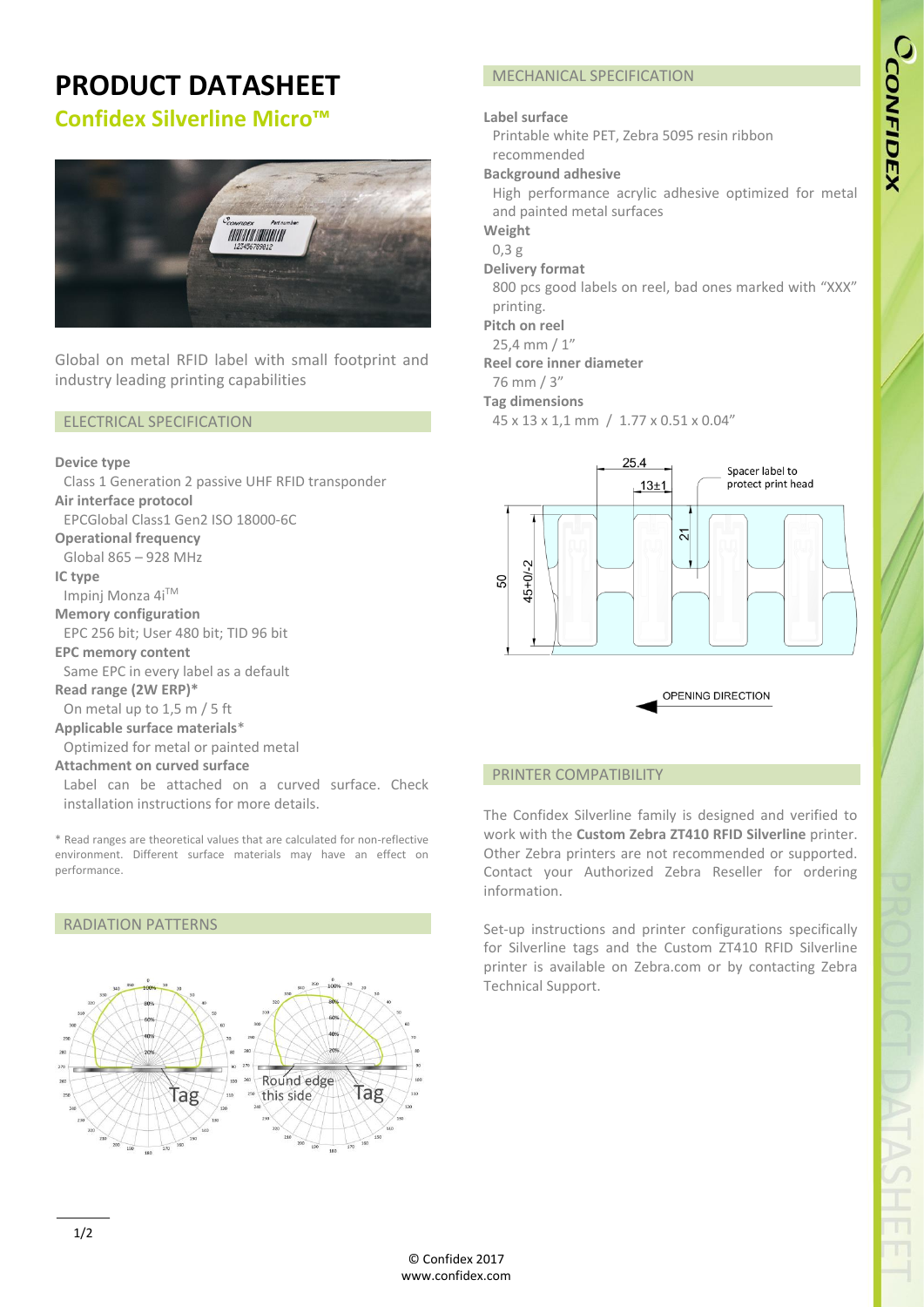# PRODUCT DATASHEET

## Confidex Silverline Micro™

Global on metal RFID label with small footprint and industry leading printing capabilities

### ELECTRICAL SPECIFICATION

**Device type**
Class 1 Generation 2 passive UHF RFID transponder

**Air interface protocol**
EPCGlobal Class1 Gen2 ISO 18000-6C

**Operational frequency**
Global 865 – 928 MHz

**IC type**
Impinj Monza 4i™

**Memory configuration**
EPC 256 bit; User 480 bit; TID 96 bit

**EPC memory content**
Same EPC in every label as a default

**Read range (2W ERP)***
On metal up to 1,5 m / 5 ft

**Applicable surface materials***
Optimized for metal or painted metal

**Attachment on curved surface**
Label can be attached on a curved surface. Check installation instructions for more details.

* Read ranges are theoretical values that are calculated for non-reflective environment. Different surface materials may have an effect on performance.

### RADIATION PATTERNS

### MECHANICAL SPECIFICATION

**Label surface**
Printable white PET, Zebra 5095 resin ribbon recommended

**Background adhesive**
High performance acrylic adhesive optimized for metal and painted metal surfaces

**Weight**
0,3 g

**Delivery format**
800 pcs good labels on reel, bad ones marked with "XXX" printing.

**Pitch on reel**
25,4 mm / 1"

**Reel core inner diameter**
76 mm / 3"

**Tag dimensions**
45 x 13 x 1,1 mm / 1.77 x 0.51 x 0.04"

### PRINTER COMPATIBILITY

The Confidex Silverline family is designed and verified to work with the **Custom Zebra ZT410 RFID Silverline** printer. Other Zebra printers are not recommended or supported. Contact your Authorized Zebra Reseller for ordering information.

Set-up instructions and printer configurations specifically for Silverline tags and the Custom ZT410 RFID Silverline printer is available on Zebra.com or by contacting Zebra Technical Support.

© Confidex 2017
www.confidex.com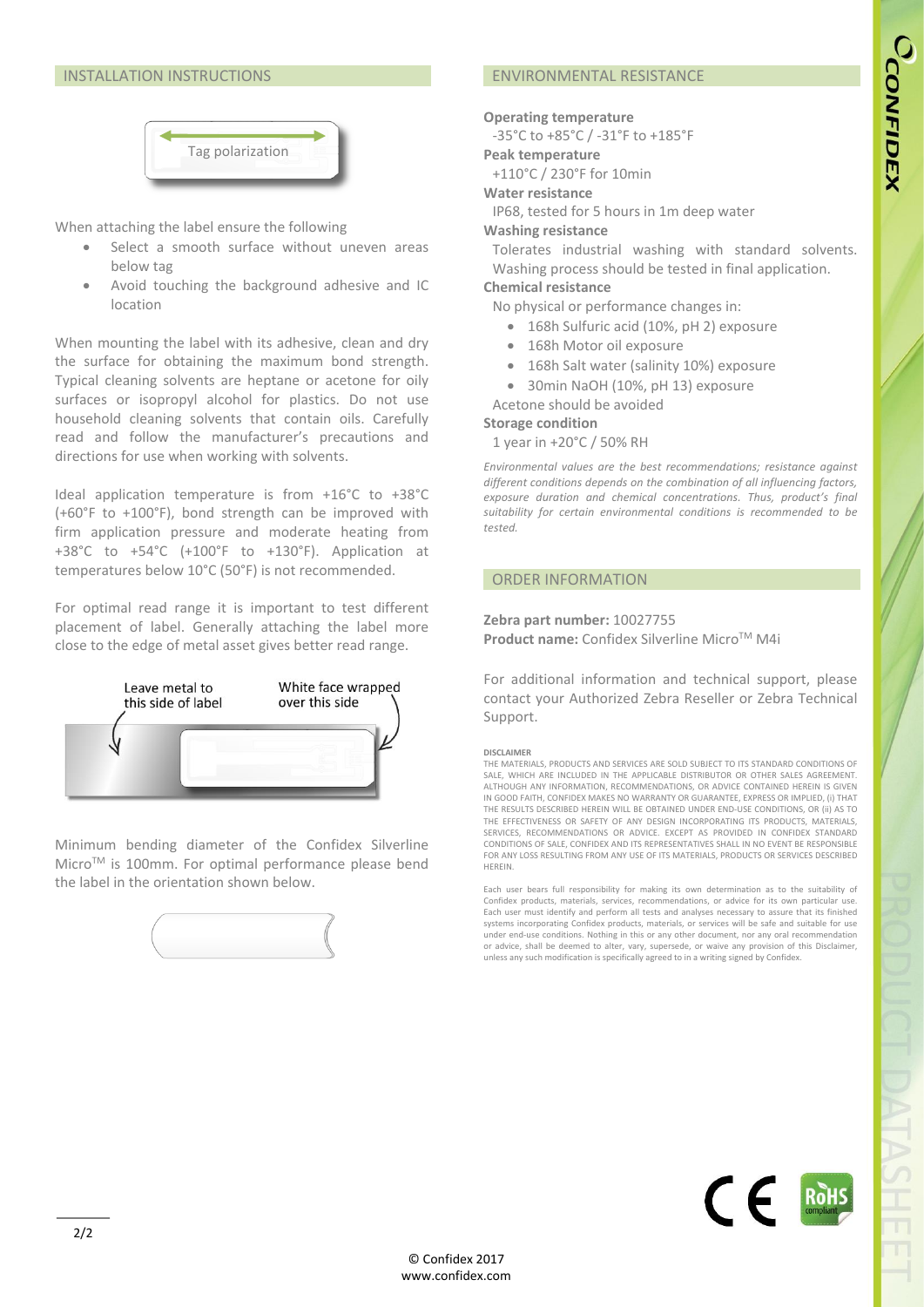## INSTALLATION INSTRUCTIONS

Tag polarization

When attaching the label ensure the following

- Select a smooth surface without uneven areas below tag
- Avoid touching the background adhesive and IC location

When mounting the label with its adhesive, clean and dry the surface for obtaining the maximum bond strength. Typical cleaning solvents are heptane or acetone for oily surfaces or isopropyl alcohol for plastics. Do not use household cleaning solvents that contain oils. Carefully read and follow the manufacturer's precautions and directions for use when working with solvents.

Ideal application temperature is from +16°C to +38°C (+60°F to +100°F), bond strength can be improved with firm application pressure and moderate heating from +38°C to +54°C (+100°F to +130°F). Application at temperatures below 10°C (50°F) is not recommended.

For optimal read range it is important to test different placement of label. Generally attaching the label more close to the edge of metal asset gives better read range.

Leave metal to this side of label

White face wrapped over this side

Minimum bending diameter of the Confidex Silverline Micro™ is 100mm. For optimal performance please bend the label in the orientation shown below.

## ENVIRONMENTAL RESISTANCE

**Operating temperature**
-35°C to +85°C / -31°F to +185°F

**Peak temperature**
+110°C / 230°F for 10min

**Water resistance**
IP68, tested for 5 hours in 1m deep water

**Washing resistance**
Tolerates industrial washing with standard solvents. Washing process should be tested in final application.

**Chemical resistance**
No physical or performance changes in:

- 168h Sulfuric acid (10%, pH 2) exposure
- 168h Motor oil exposure
- 168h Salt water (salinity 10%) exposure
- 30min NaOH (10%, pH 13) exposure

Acetone should be avoided

**Storage condition**
1 year in +20°C / 50% RH

*Environmental values are the best recommendations; resistance against different conditions depends on the combination of all influencing factors, exposure duration and chemical concentrations. Thus, product's final suitability for certain environmental conditions is recommended to be tested.*

## ORDER INFORMATION

**Zebra part number:** 10027755
**Product name:** Confidex Silverline Micro™ M4i

For additional information and technical support, please contact your Authorized Zebra Reseller or Zebra Technical Support.

DISCLAIMER
THE MATERIALS, PRODUCTS AND SERVICES ARE SOLD SUBJECT TO ITS STANDARD CONDITIONS OF SALE, WHICH ARE INCLUDED IN THE APPLICABLE DISTRIBUTOR OR OTHER SALES AGREEMENT. ALTHOUGH ANY INFORMATION, RECOMMENDATIONS, OR ADVICE CONTAINED HEREIN IS GIVEN IN GOOD FAITH, CONFIDEX MAKES NO WARRANTY OR GUARANTEE, EXPRESS OR IMPLIED, (i) THAT THE RESULTS DESCRIBED HEREIN WILL BE OBTAINED UNDER END-USE CONDITIONS, OR (ii) AS TO THE EFFECTIVENESS OR SAFETY OF ANY DESIGN INCORPORATING ITS PRODUCTS, MATERIALS, SERVICES, RECOMMENDATIONS OR ADVICE. EXCEPT AS PROVIDED IN CONFIDEX STANDARD CONDITIONS OF SALE, CONFIDEX AND ITS REPRESENTATIVES SHALL IN NO EVENT BE RESPONSIBLE FOR ANY LOSS RESULTING FROM ANY USE OF ITS MATERIALS, PRODUCTS OR SERVICES DESCRIBED HEREIN.

Each user bears full responsibility for making its own determination as to the suitability of Confidex products, materials, services, recommendations, or advice for its own particular use. Each user must identify and perform all tests and analyses necessary to assure that its finished systems incorporating Confidex products, materials, or services will be safe and suitable for use under end-use conditions. Nothing in this or any other document, nor any oral recommendation or advice, shall be deemed to alter, vary, supersede, or waive any provision of this Disclaimer, unless any such modification is specifically agreed to in a writing signed by Confidex.

© Confidex 2017
www.confidex.com